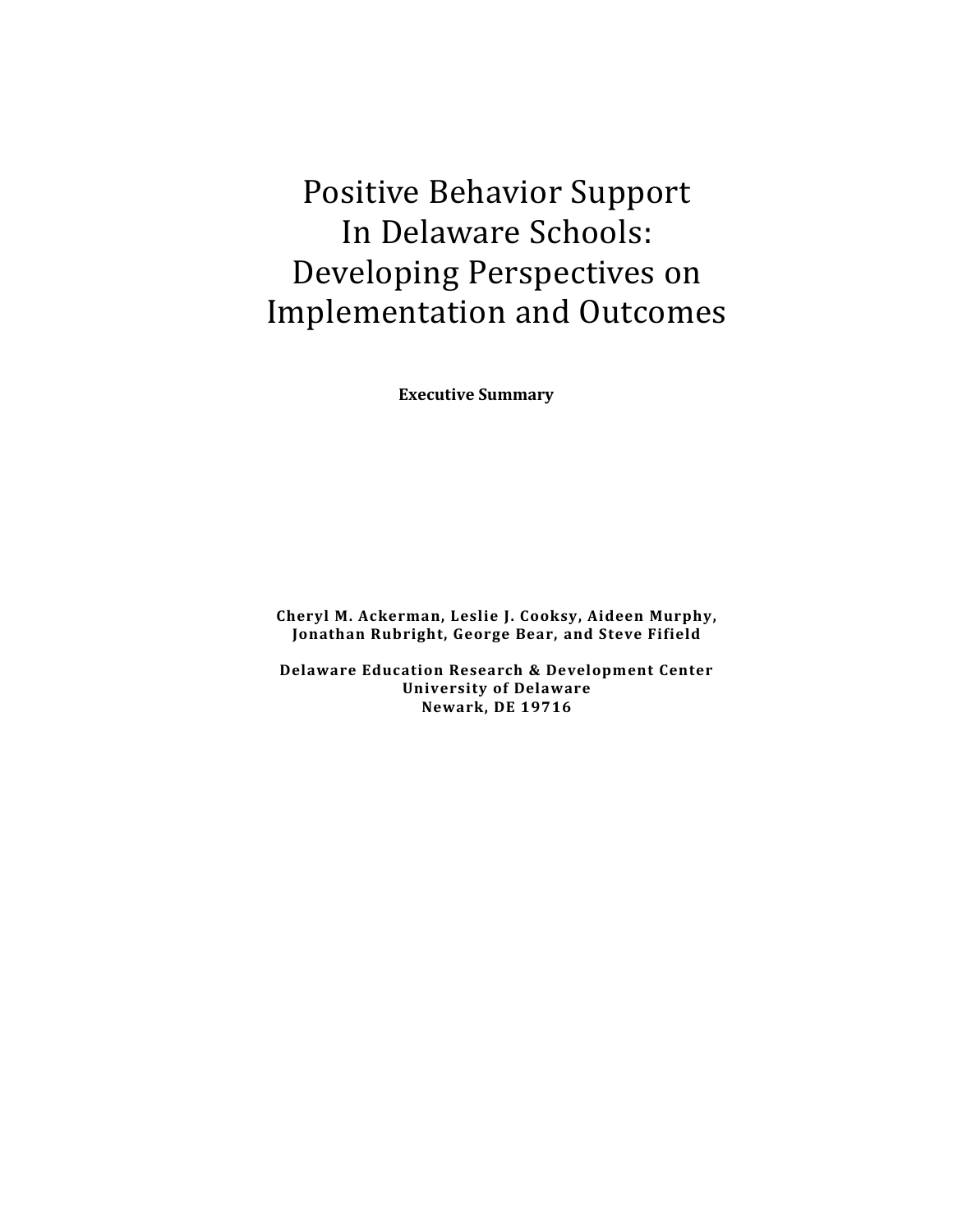# Positive Behavior Support In Delaware Schools: Developing Perspectives on Implementation and Outcomes

**Executive Summary**

**Cheryl M. Ackerman, Leslie J. Cooksy, Aideen Murphy, Jonathan Rubright, George Bear, and Steve Fifield**

**Delaware Education Research & Development Center**
**University of Delaware**
**Newark, DE 19716**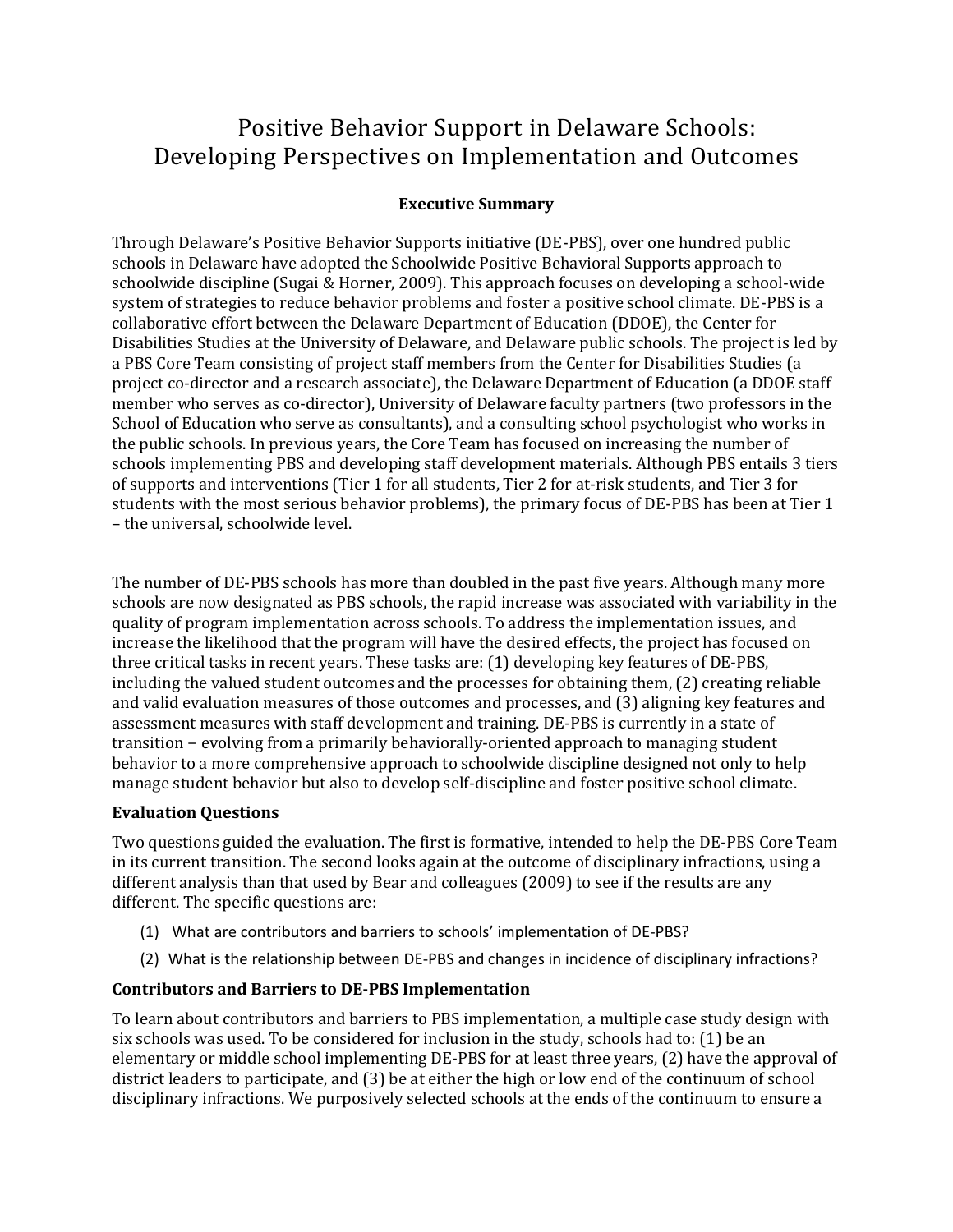# Positive Behavior Support in Delaware Schools: Developing Perspectives on Implementation and Outcomes

### Executive Summary

Through Delaware's Positive Behavior Supports initiative (DE-PBS), over one hundred public schools in Delaware have adopted the Schoolwide Positive Behavioral Supports approach to schoolwide discipline (Sugai & Horner, 2009). This approach focuses on developing a school-wide system of strategies to reduce behavior problems and foster a positive school climate. DE-PBS is a collaborative effort between the Delaware Department of Education (DDOE), the Center for Disabilities Studies at the University of Delaware, and Delaware public schools. The project is led by a PBS Core Team consisting of project staff members from the Center for Disabilities Studies (a project co-director and a research associate), the Delaware Department of Education (a DDOE staff member who serves as co-director), University of Delaware faculty partners (two professors in the School of Education who serve as consultants), and a consulting school psychologist who works in the public schools. In previous years, the Core Team has focused on increasing the number of schools implementing PBS and developing staff development materials. Although PBS entails 3 tiers of supports and interventions (Tier 1 for all students, Tier 2 for at-risk students, and Tier 3 for students with the most serious behavior problems), the primary focus of DE-PBS has been at Tier 1 – the universal, schoolwide level.

The number of DE-PBS schools has more than doubled in the past five years. Although many more schools are now designated as PBS schools, the rapid increase was associated with variability in the quality of program implementation across schools. To address the implementation issues, and increase the likelihood that the program will have the desired effects, the project has focused on three critical tasks in recent years. These tasks are: (1) developing key features of DE-PBS, including the valued student outcomes and the processes for obtaining them, (2) creating reliable and valid evaluation measures of those outcomes and processes, and (3) aligning key features and assessment measures with staff development and training. DE-PBS is currently in a state of transition − evolving from a primarily behaviorally-oriented approach to managing student behavior to a more comprehensive approach to schoolwide discipline designed not only to help manage student behavior but also to develop self-discipline and foster positive school climate.

### Evaluation Questions

Two questions guided the evaluation. The first is formative, intended to help the DE-PBS Core Team in its current transition. The second looks again at the outcome of disciplinary infractions, using a different analysis than that used by Bear and colleagues (2009) to see if the results are any different. The specific questions are:

(1) What are contributors and barriers to schools' implementation of DE-PBS?

(2) What is the relationship between DE-PBS and changes in incidence of disciplinary infractions?

### Contributors and Barriers to DE-PBS Implementation

To learn about contributors and barriers to PBS implementation, a multiple case study design with six schools was used. To be considered for inclusion in the study, schools had to: (1) be an elementary or middle school implementing DE-PBS for at least three years, (2) have the approval of district leaders to participate, and (3) be at either the high or low end of the continuum of school disciplinary infractions. We purposively selected schools at the ends of the continuum to ensure a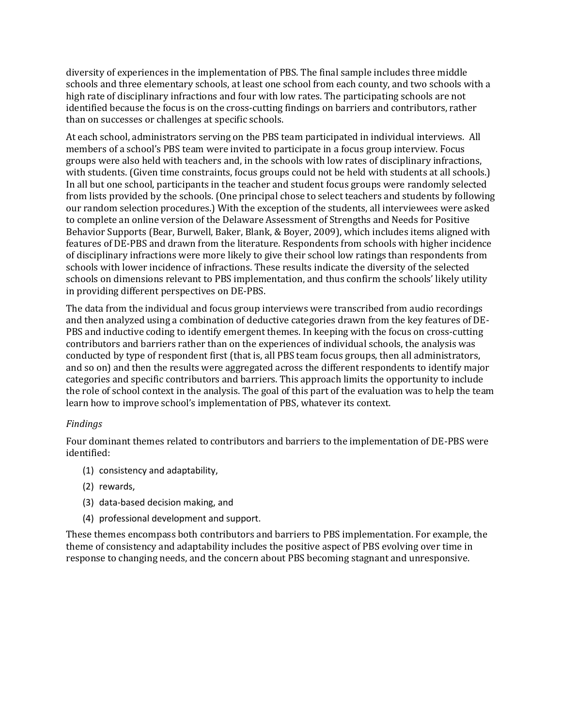diversity of experiences in the implementation of PBS. The final sample includes three middle schools and three elementary schools, at least one school from each county, and two schools with a high rate of disciplinary infractions and four with low rates. The participating schools are not identified because the focus is on the cross-cutting findings on barriers and contributors, rather than on successes or challenges at specific schools.

At each school, administrators serving on the PBS team participated in individual interviews. All members of a school's PBS team were invited to participate in a focus group interview. Focus groups were also held with teachers and, in the schools with low rates of disciplinary infractions, with students. (Given time constraints, focus groups could not be held with students at all schools.) In all but one school, participants in the teacher and student focus groups were randomly selected from lists provided by the schools. (One principal chose to select teachers and students by following our random selection procedures.) With the exception of the students, all interviewees were asked to complete an online version of the Delaware Assessment of Strengths and Needs for Positive Behavior Supports (Bear, Burwell, Baker, Blank, & Boyer, 2009), which includes items aligned with features of DE-PBS and drawn from the literature. Respondents from schools with higher incidence of disciplinary infractions were more likely to give their school low ratings than respondents from schools with lower incidence of infractions. These results indicate the diversity of the selected schools on dimensions relevant to PBS implementation, and thus confirm the schools' likely utility in providing different perspectives on DE-PBS.

The data from the individual and focus group interviews were transcribed from audio recordings and then analyzed using a combination of deductive categories drawn from the key features of DE-PBS and inductive coding to identify emergent themes. In keeping with the focus on cross-cutting contributors and barriers rather than on the experiences of individual schools, the analysis was conducted by type of respondent first (that is, all PBS team focus groups, then all administrators, and so on) and then the results were aggregated across the different respondents to identify major categories and specific contributors and barriers. This approach limits the opportunity to include the role of school context in the analysis. The goal of this part of the evaluation was to help the team learn how to improve school's implementation of PBS, whatever its context.

*Findings*

Four dominant themes related to contributors and barriers to the implementation of DE-PBS were identified:

(1) consistency and adaptability,

(2) rewards,

(3) data-based decision making, and

(4) professional development and support.

These themes encompass both contributors and barriers to PBS implementation. For example, the theme of consistency and adaptability includes the positive aspect of PBS evolving over time in response to changing needs, and the concern about PBS becoming stagnant and unresponsive.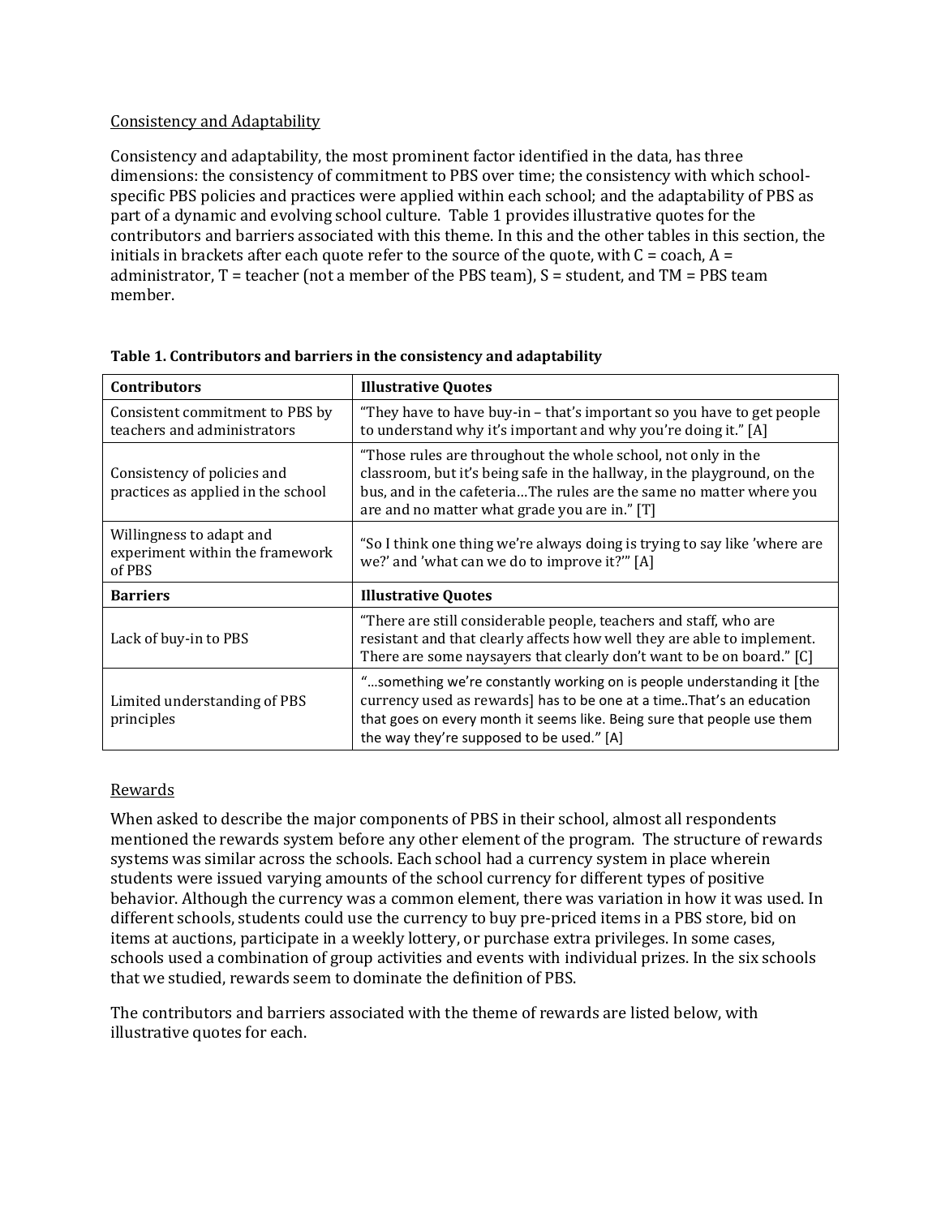## Consistency and Adaptability

Consistency and adaptability, the most prominent factor identified in the data, has three dimensions: the consistency of commitment to PBS over time; the consistency with which school-specific PBS policies and practices were applied within each school; and the adaptability of PBS as part of a dynamic and evolving school culture. Table 1 provides illustrative quotes for the contributors and barriers associated with this theme. In this and the other tables in this section, the initials in brackets after each quote refer to the source of the quote, with C = coach, A = administrator, T = teacher (not a member of the PBS team), S = student, and TM = PBS team member.

**Table 1. Contributors and barriers in the consistency and adaptability**

| **Contributors** | **Illustrative Quotes** |
| --- | --- |
| Consistent commitment to PBS by teachers and administrators | "They have to have buy-in – that's important so you have to get people to understand why it's important and why you're doing it." [A] |
| Consistency of policies and practices as applied in the school | "Those rules are throughout the whole school, not only in the classroom, but it's being safe in the hallway, in the playground, on the bus, and in the cafeteria…The rules are the same no matter where you are and no matter what grade you are in." [T] |
| Willingness to adapt and experiment within the framework of PBS | "So I think one thing we're always doing is trying to say like 'where are we?' and 'what can we do to improve it?'" [A] |
| **Barriers** | **Illustrative Quotes** |
| Lack of buy-in to PBS | "There are still considerable people, teachers and staff, who are resistant and that clearly affects how well they are able to implement. There are some naysayers that clearly don't want to be on board." [C] |
| Limited understanding of PBS principles | "…something we're constantly working on is people understanding it [the currency used as rewards] has to be one at a time..That's an education that goes on every month it seems like. Being sure that people use them the way they're supposed to be used." [A] |

## Rewards

When asked to describe the major components of PBS in their school, almost all respondents mentioned the rewards system before any other element of the program. The structure of rewards systems was similar across the schools. Each school had a currency system in place wherein students were issued varying amounts of the school currency for different types of positive behavior. Although the currency was a common element, there was variation in how it was used. In different schools, students could use the currency to buy pre-priced items in a PBS store, bid on items at auctions, participate in a weekly lottery, or purchase extra privileges. In some cases, schools used a combination of group activities and events with individual prizes. In the six schools that we studied, rewards seem to dominate the definition of PBS.

The contributors and barriers associated with the theme of rewards are listed below, with illustrative quotes for each.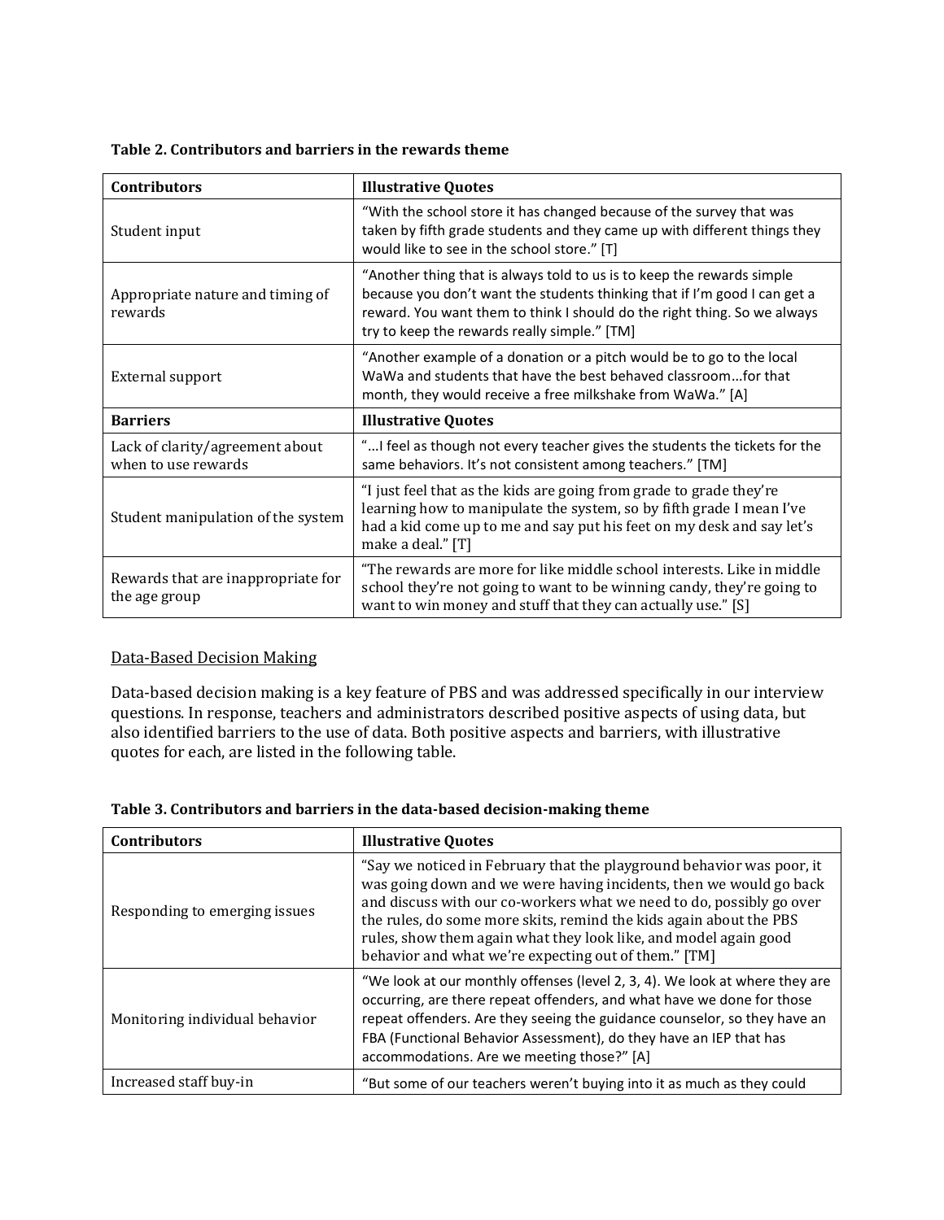**Table 2. Contributors and barriers in the rewards theme**

| **Contributors** | **Illustrative Quotes** |
|---|---|
| Student input | "With the school store it has changed because of the survey that was taken by fifth grade students and they came up with different things they would like to see in the school store." [T] |
| Appropriate nature and timing of rewards | "Another thing that is always told to us is to keep the rewards simple because you don't want the students thinking that if I'm good I can get a reward. You want them to think I should do the right thing. So we always try to keep the rewards really simple." [TM] |
| External support | "Another example of a donation or a pitch would be to go to the local WaWa and students that have the best behaved classroom…for that month, they would receive a free milkshake from WaWa." [A] |
| **Barriers** | **Illustrative Quotes** |
| Lack of clarity/agreement about when to use rewards | "…I feel as though not every teacher gives the students the tickets for the same behaviors. It's not consistent among teachers." [TM] |
| Student manipulation of the system | "I just feel that as the kids are going from grade to grade they're learning how to manipulate the system, so by fifth grade I mean I've had a kid come up to me and say put his feet on my desk and say let's make a deal." [T] |
| Rewards that are inappropriate for the age group | "The rewards are more for like middle school interests. Like in middle school they're not going to want to be winning candy, they're going to want to win money and stuff that they can actually use." [S] |

<u>Data-Based Decision Making</u>

Data-based decision making is a key feature of PBS and was addressed specifically in our interview questions. In response, teachers and administrators described positive aspects of using data, but also identified barriers to the use of data. Both positive aspects and barriers, with illustrative quotes for each, are listed in the following table.

**Table 3. Contributors and barriers in the data-based decision-making theme**

| **Contributors** | **Illustrative Quotes** |
|---|---|
| Responding to emerging issues | "Say we noticed in February that the playground behavior was poor, it was going down and we were having incidents, then we would go back and discuss with our co-workers what we need to do, possibly go over the rules, do some more skits, remind the kids again about the PBS rules, show them again what they look like, and model again good behavior and what we're expecting out of them." [TM] |
| Monitoring individual behavior | "We look at our monthly offenses (level 2, 3, 4). We look at where they are occurring, are there repeat offenders, and what have we done for those repeat offenders. Are they seeing the guidance counselor, so they have an FBA (Functional Behavior Assessment), do they have an IEP that has accommodations. Are we meeting those?" [A] |
| Increased staff buy-in | "But some of our teachers weren't buying into it as much as they could |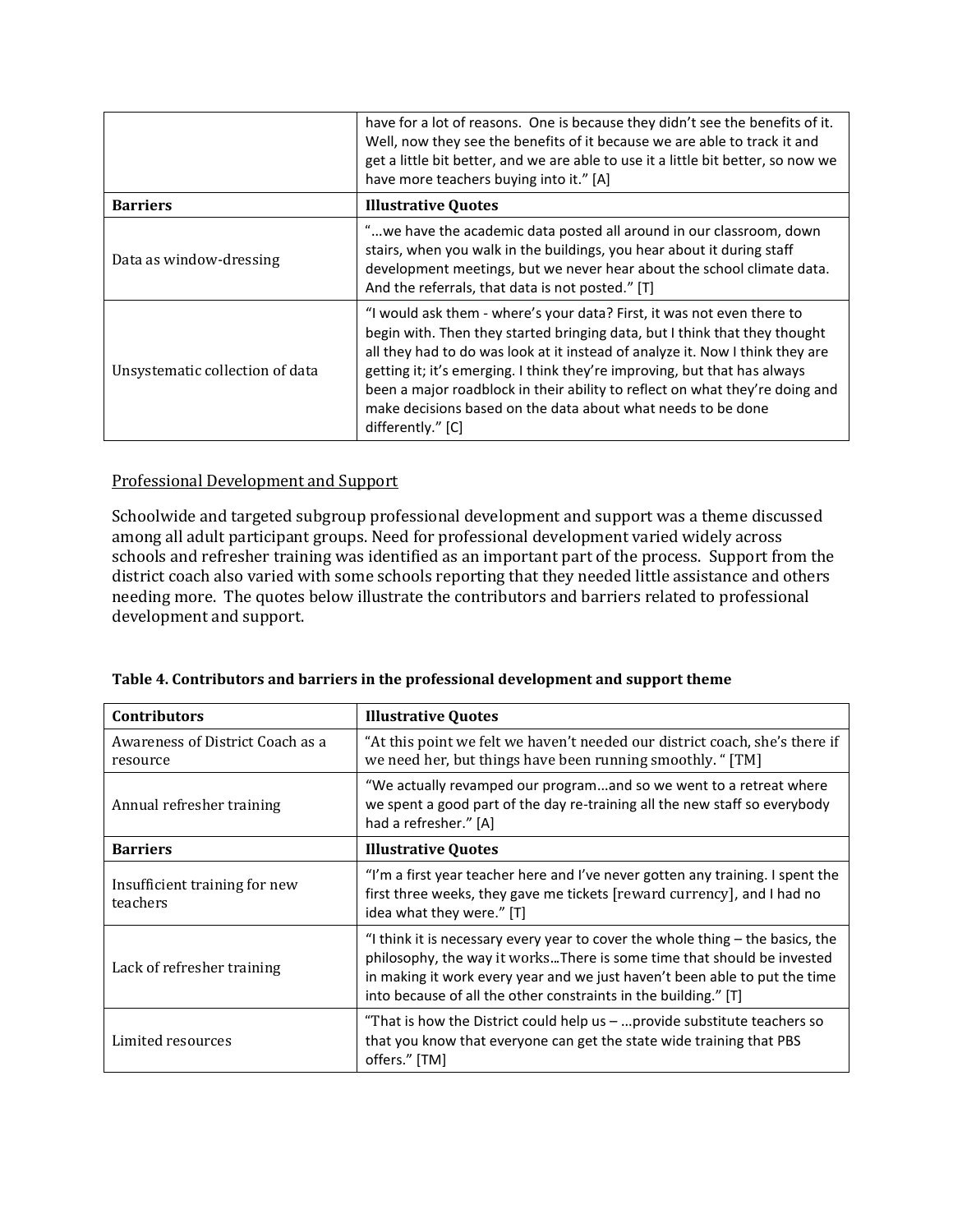| | |
|---|---|
| | have for a lot of reasons. One is because they didn't see the benefits of it. Well, now they see the benefits of it because we are able to track it and get a little bit better, and we are able to use it a little bit better, so now we have more teachers buying into it." [A] |
| **Barriers** | **Illustrative Quotes** |
| Data as window-dressing | "…we have the academic data posted all around in our classroom, down stairs, when you walk in the buildings, you hear about it during staff development meetings, but we never hear about the school climate data. And the referrals, that data is not posted." [T] |
| Unsystematic collection of data | "I would ask them - where's your data? First, it was not even there to begin with. Then they started bringing data, but I think that they thought all they had to do was look at it instead of analyze it. Now I think they are getting it; it's emerging. I think they're improving, but that has always been a major roadblock in their ability to reflect on what they're doing and make decisions based on the data about what needs to be done differently." [C] |

Professional Development and Support

Schoolwide and targeted subgroup professional development and support was a theme discussed among all adult participant groups. Need for professional development varied widely across schools and refresher training was identified as an important part of the process. Support from the district coach also varied with some schools reporting that they needed little assistance and others needing more. The quotes below illustrate the contributors and barriers related to professional development and support.

**Table 4. Contributors and barriers in the professional development and support theme**

| **Contributors** | **Illustrative Quotes** |
|---|---|
| Awareness of District Coach as a resource | "At this point we felt we haven't needed our district coach, she's there if we need her, but things have been running smoothly. " [TM] |
| Annual refresher training | "We actually revamped our program...and so we went to a retreat where we spent a good part of the day re-training all the new staff so everybody had a refresher." [A] |
| **Barriers** | **Illustrative Quotes** |
| Insufficient training for new teachers | "I'm a first year teacher here and I've never gotten any training. I spent the first three weeks, they gave me tickets [reward currency], and I had no idea what they were." [T] |
| Lack of refresher training | "I think it is necessary every year to cover the whole thing – the basics, the philosophy, the way it works…There is some time that should be invested in making it work every year and we just haven't been able to put the time into because of all the other constraints in the building." [T] |
| Limited resources | "That is how the District could help us – …provide substitute teachers so that you know that everyone can get the state wide training that PBS offers." [TM] |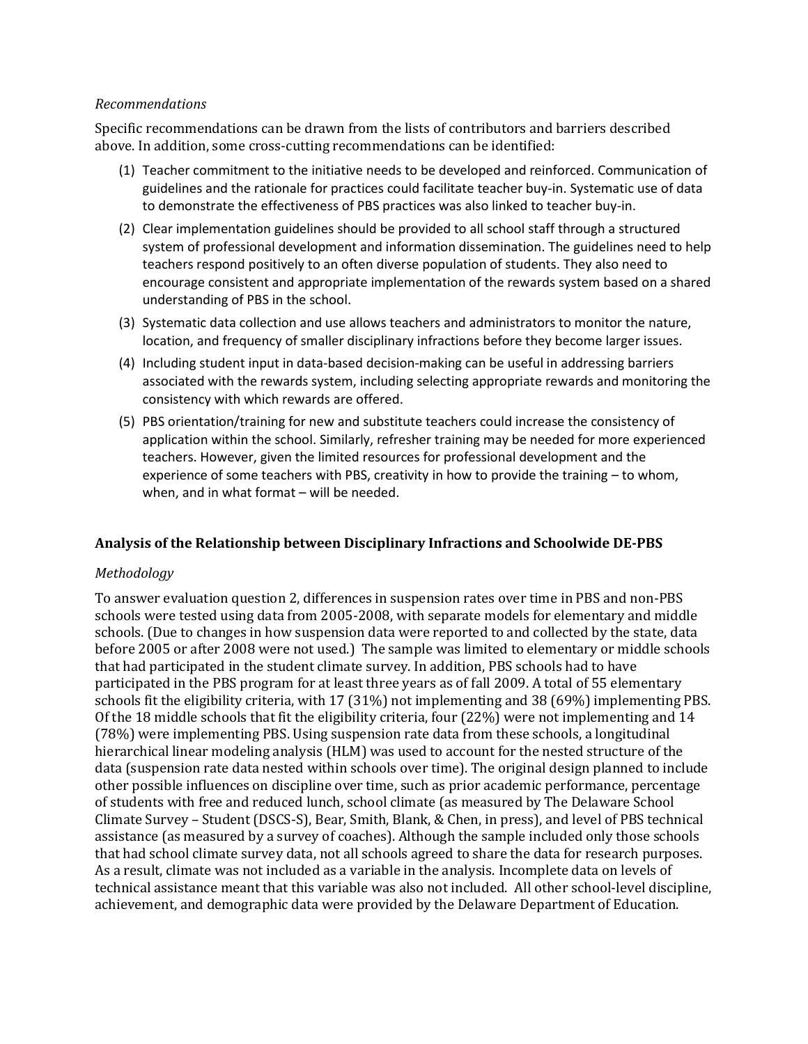*Recommendations*

Specific recommendations can be drawn from the lists of contributors and barriers described above. In addition, some cross-cutting recommendations can be identified:

(1) Teacher commitment to the initiative needs to be developed and reinforced. Communication of guidelines and the rationale for practices could facilitate teacher buy-in. Systematic use of data to demonstrate the effectiveness of PBS practices was also linked to teacher buy-in.

(2) Clear implementation guidelines should be provided to all school staff through a structured system of professional development and information dissemination. The guidelines need to help teachers respond positively to an often diverse population of students. They also need to encourage consistent and appropriate implementation of the rewards system based on a shared understanding of PBS in the school.

(3) Systematic data collection and use allows teachers and administrators to monitor the nature, location, and frequency of smaller disciplinary infractions before they become larger issues.

(4) Including student input in data-based decision-making can be useful in addressing barriers associated with the rewards system, including selecting appropriate rewards and monitoring the consistency with which rewards are offered.

(5) PBS orientation/training for new and substitute teachers could increase the consistency of application within the school. Similarly, refresher training may be needed for more experienced teachers. However, given the limited resources for professional development and the experience of some teachers with PBS, creativity in how to provide the training – to whom, when, and in what format – will be needed.

## Analysis of the Relationship between Disciplinary Infractions and Schoolwide DE-PBS

*Methodology*

To answer evaluation question 2, differences in suspension rates over time in PBS and non-PBS schools were tested using data from 2005-2008, with separate models for elementary and middle schools. (Due to changes in how suspension data were reported to and collected by the state, data before 2005 or after 2008 were not used.) The sample was limited to elementary or middle schools that had participated in the student climate survey. In addition, PBS schools had to have participated in the PBS program for at least three years as of fall 2009. A total of 55 elementary schools fit the eligibility criteria, with 17 (31%) not implementing and 38 (69%) implementing PBS. Of the 18 middle schools that fit the eligibility criteria, four (22%) were not implementing and 14 (78%) were implementing PBS. Using suspension rate data from these schools, a longitudinal hierarchical linear modeling analysis (HLM) was used to account for the nested structure of the data (suspension rate data nested within schools over time). The original design planned to include other possible influences on discipline over time, such as prior academic performance, percentage of students with free and reduced lunch, school climate (as measured by The Delaware School Climate Survey – Student (DSCS-S), Bear, Smith, Blank, & Chen, in press), and level of PBS technical assistance (as measured by a survey of coaches). Although the sample included only those schools that had school climate survey data, not all schools agreed to share the data for research purposes. As a result, climate was not included as a variable in the analysis. Incomplete data on levels of technical assistance meant that this variable was also not included. All other school-level discipline, achievement, and demographic data were provided by the Delaware Department of Education.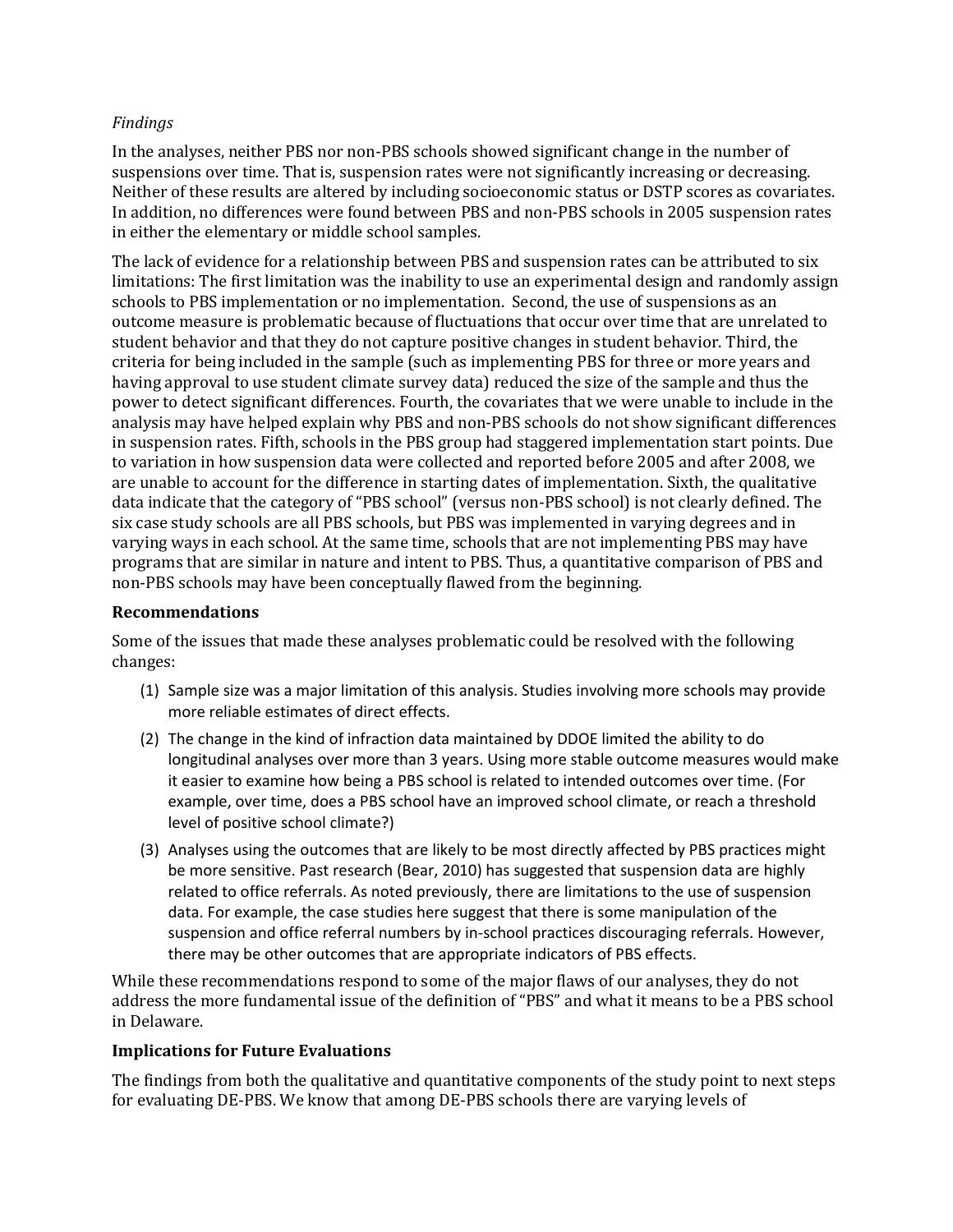*Findings*

In the analyses, neither PBS nor non-PBS schools showed significant change in the number of suspensions over time. That is, suspension rates were not significantly increasing or decreasing. Neither of these results are altered by including socioeconomic status or DSTP scores as covariates. In addition, no differences were found between PBS and non-PBS schools in 2005 suspension rates in either the elementary or middle school samples.

The lack of evidence for a relationship between PBS and suspension rates can be attributed to six limitations: The first limitation was the inability to use an experimental design and randomly assign schools to PBS implementation or no implementation. Second, the use of suspensions as an outcome measure is problematic because of fluctuations that occur over time that are unrelated to student behavior and that they do not capture positive changes in student behavior. Third, the criteria for being included in the sample (such as implementing PBS for three or more years and having approval to use student climate survey data) reduced the size of the sample and thus the power to detect significant differences. Fourth, the covariates that we were unable to include in the analysis may have helped explain why PBS and non-PBS schools do not show significant differences in suspension rates. Fifth, schools in the PBS group had staggered implementation start points. Due to variation in how suspension data were collected and reported before 2005 and after 2008, we are unable to account for the difference in starting dates of implementation. Sixth, the qualitative data indicate that the category of "PBS school" (versus non-PBS school) is not clearly defined. The six case study schools are all PBS schools, but PBS was implemented in varying degrees and in varying ways in each school. At the same time, schools that are not implementing PBS may have programs that are similar in nature and intent to PBS. Thus, a quantitative comparison of PBS and non-PBS schools may have been conceptually flawed from the beginning.

**Recommendations**

Some of the issues that made these analyses problematic could be resolved with the following changes:

(1) Sample size was a major limitation of this analysis. Studies involving more schools may provide more reliable estimates of direct effects.

(2) The change in the kind of infraction data maintained by DDOE limited the ability to do longitudinal analyses over more than 3 years. Using more stable outcome measures would make it easier to examine how being a PBS school is related to intended outcomes over time. (For example, over time, does a PBS school have an improved school climate, or reach a threshold level of positive school climate?)

(3) Analyses using the outcomes that are likely to be most directly affected by PBS practices might be more sensitive. Past research (Bear, 2010) has suggested that suspension data are highly related to office referrals. As noted previously, there are limitations to the use of suspension data. For example, the case studies here suggest that there is some manipulation of the suspension and office referral numbers by in-school practices discouraging referrals. However, there may be other outcomes that are appropriate indicators of PBS effects.

While these recommendations respond to some of the major flaws of our analyses, they do not address the more fundamental issue of the definition of "PBS" and what it means to be a PBS school in Delaware.

**Implications for Future Evaluations**

The findings from both the qualitative and quantitative components of the study point to next steps for evaluating DE-PBS. We know that among DE-PBS schools there are varying levels of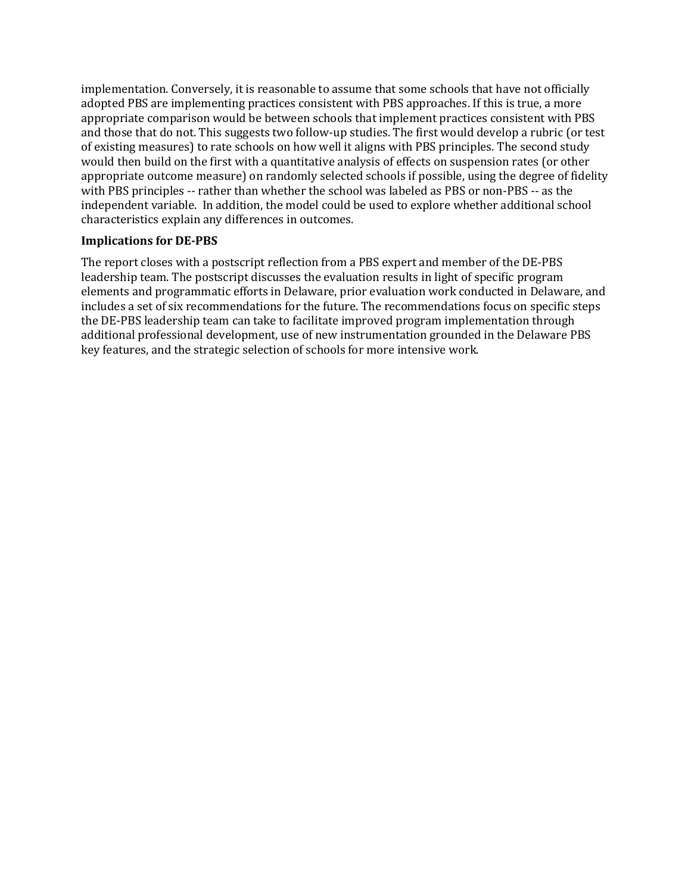implementation. Conversely, it is reasonable to assume that some schools that have not officially adopted PBS are implementing practices consistent with PBS approaches. If this is true, a more appropriate comparison would be between schools that implement practices consistent with PBS and those that do not. This suggests two follow-up studies. The first would develop a rubric (or test of existing measures) to rate schools on how well it aligns with PBS principles. The second study would then build on the first with a quantitative analysis of effects on suspension rates (or other appropriate outcome measure) on randomly selected schools if possible, using the degree of fidelity with PBS principles -- rather than whether the school was labeled as PBS or non-PBS -- as the independent variable. In addition, the model could be used to explore whether additional school characteristics explain any differences in outcomes.

**Implications for DE-PBS**

The report closes with a postscript reflection from a PBS expert and member of the DE-PBS leadership team. The postscript discusses the evaluation results in light of specific program elements and programmatic efforts in Delaware, prior evaluation work conducted in Delaware, and includes a set of six recommendations for the future. The recommendations focus on specific steps the DE-PBS leadership team can take to facilitate improved program implementation through additional professional development, use of new instrumentation grounded in the Delaware PBS key features, and the strategic selection of schools for more intensive work.